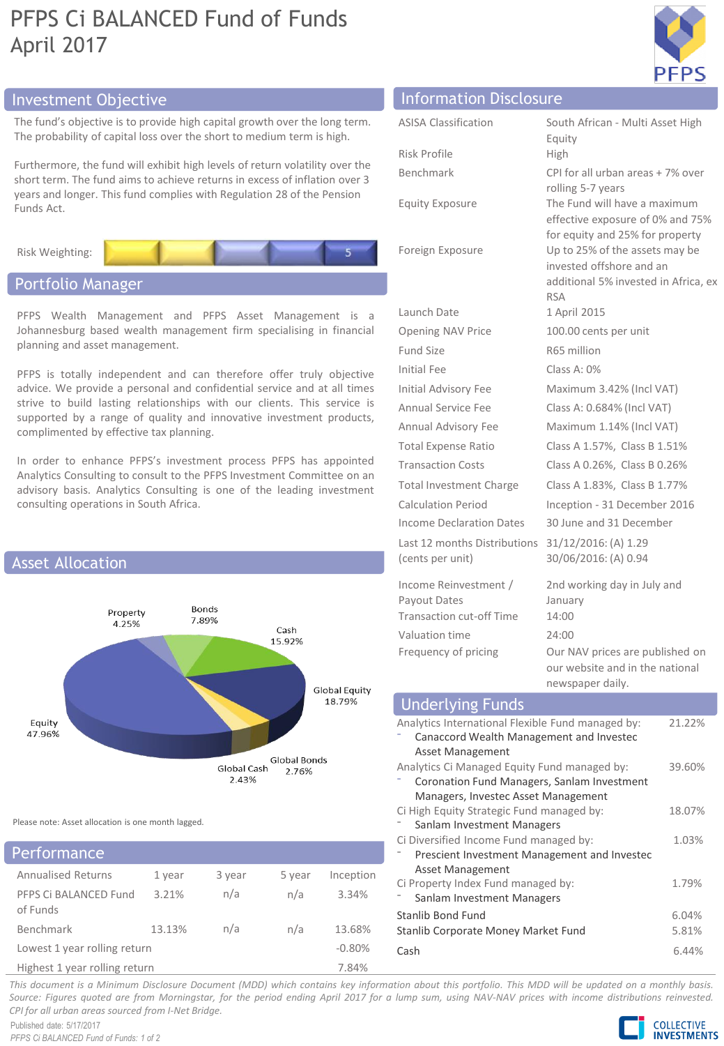# PFPS Ci BALANCED Fund of Funds

April 2017

## Investment Objective

The fund's objective is to provide high capital growth over the long term. The probability of capital loss over the short to medium term is high.

Furthermore, the fund will exhibit high levels of return volatility over the short term. The fund aims to achieve returns in excess of inflation over 3 years and longer. This fund complies with Regulation 28 of the Pension Funds Act.

Risk Weighting: 5

## Portfolio Manager

PFPS Wealth Management and PFPS Asset Management is a Johannesburg based wealth management firm specialising in financial planning and asset management.

PFPS is totally independent and can therefore offer truly objective advice. We provide a personal and confidential service and at all times strive to build lasting relationships with our clients. This service is supported by a range of quality and innovative investment products, complimented by effective tax planning.

In order to enhance PFPS's investment process PFPS has appointed Analytics Consulting to consult to the PFPS Investment Committee on an advisory basis. Analytics Consulting is one of the leading investment consulting operations in South Africa.

## Asset Allocation

| Asset | Allocation |
|---|---|
| Equity | 47.96% |
| Global Equity | 18.79% |
| Cash | 15.92% |
| Bonds | 7.89% |
| Property | 4.25% |
| Global Bonds | 2.76% |
| Global Cash | 2.43% |

Please note: Asset allocation is one month lagged.

## Performance

| Annualised Returns | 1 year | 3 year | 5 year | Inception |
|---|---|---|---|---|
| PFPS Ci BALANCED Fund of Funds | 3.21% | n/a | n/a | 3.34% |
| Benchmark | 13.13% | n/a | n/a | 13.68% |
| Lowest 1 year rolling return | | | | -0.80% |
| Highest 1 year rolling return | | | | 7.84% |

## Information Disclosure

| | |
|---|---|
| ASISA Classification | South African - Multi Asset High Equity |
| Risk Profile | High |
| Benchmark | CPI for all urban areas + 7% over rolling 5-7 years |
| Equity Exposure | The Fund will have a maximum effective exposure of 0% and 75% for equity and 25% for property |
| Foreign Exposure | Up to 25% of the assets may be invested offshore and an additional 5% invested in Africa, ex RSA |
| Launch Date | 1 April 2015 |
| Opening NAV Price | 100.00 cents per unit |
| Fund Size | R65 million |
| Initial Fee | Class A: 0% |
| Initial Advisory Fee | Maximum 3.42% (Incl VAT) |
| Annual Service Fee | Class A: 0.684% (Incl VAT) |
| Annual Advisory Fee | Maximum 1.14% (Incl VAT) |
| Total Expense Ratio | Class A 1.57%, Class B 1.51% |
| Transaction Costs | Class A 0.26%, Class B 0.26% |
| Total Investment Charge | Class A 1.83%, Class B 1.77% |
| Calculation Period | Inception - 31 December 2016 |
| Income Declaration Dates | 30 June and 31 December |
| Last 12 months Distributions (cents per unit) | 31/12/2016: (A) 1.29<br>30/06/2016: (A) 0.94 |
| Income Reinvestment / Payout Dates | 2nd working day in July and January |
| Transaction cut-off Time | 14:00 |
| Valuation time | 24:00 |
| Frequency of pricing | Our NAV prices are published on our website and in the national newspaper daily. |

## Underlying Funds

| Fund | Weight |
|---|---|
| Analytics International Flexible Fund managed by:<br>- Canaccord Wealth Management and Investec Asset Management | 21.22% |
| Analytics Ci Managed Equity Fund managed by:<br>- Coronation Fund Managers, Sanlam Investment Managers, Investec Asset Management | 39.60% |
| Ci High Equity Strategic Fund managed by:<br>- Sanlam Investment Managers | 18.07% |
| Ci Diversified Income Fund managed by:<br>- Prescient Investment Management and Investec Asset Management | 1.03% |
| Ci Property Index Fund managed by:<br>- Sanlam Investment Managers | 1.79% |
| Stanlib Bond Fund | 6.04% |
| Stanlib Corporate Money Market Fund | 5.81% |
| Cash | 6.44% |

*This document is a Minimum Disclosure Document (MDD) which contains key information about this portfolio. This MDD will be updated on a monthly basis. Source: Figures quoted are from Morningstar, for the period ending April 2017 for a lump sum, using NAV-NAV prices with income distributions reinvested. CPI for all urban areas sourced from I-Net Bridge.*

Published date: 5/17/2017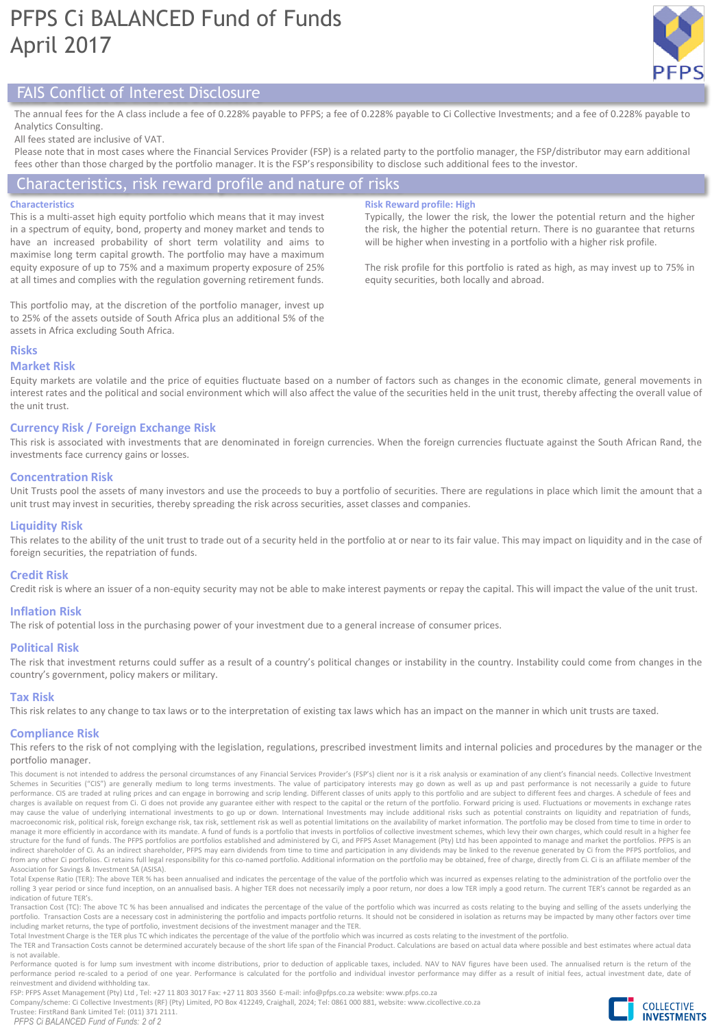# PFPS Ci BALANCED Fund of Funds
# April 2017

## FAIS Conflict of Interest Disclosure

The annual fees for the A class include a fee of 0.228% payable to PFPS; a fee of 0.228% payable to Ci Collective Investments; and a fee of 0.228% payable to Analytics Consulting.

All fees stated are inclusive of VAT.

Please note that in most cases where the Financial Services Provider (FSP) is a related party to the portfolio manager, the FSP/distributor may earn additional fees other than those charged by the portfolio manager. It is the FSP's responsibility to disclose such additional fees to the investor.

## Characteristics, risk reward profile and nature of risks

### Characteristics

This is a multi-asset high equity portfolio which means that it may invest in a spectrum of equity, bond, property and money market and tends to have an increased probability of short term volatility and aims to maximise long term capital growth. The portfolio may have a maximum equity exposure of up to 75% and a maximum property exposure of 25% at all times and complies with the regulation governing retirement funds.

This portfolio may, at the discretion of the portfolio manager, invest up to 25% of the assets outside of South Africa plus an additional 5% of the assets in Africa excluding South Africa.

### Risk Reward profile: High

Typically, the lower the risk, the lower the potential return and the higher the risk, the higher the potential return. There is no guarantee that returns will be higher when investing in a portfolio with a higher risk profile.

The risk profile for this portfolio is rated as high, as may invest up to 75% in equity securities, both locally and abroad.

### Risks

### Market Risk

Equity markets are volatile and the price of equities fluctuate based on a number of factors such as changes in the economic climate, general movements in interest rates and the political and social environment which will also affect the value of the securities held in the unit trust, thereby affecting the overall value of the unit trust.

### Currency Risk / Foreign Exchange Risk

This risk is associated with investments that are denominated in foreign currencies. When the foreign currencies fluctuate against the South African Rand, the investments face currency gains or losses.

### Concentration Risk

Unit Trusts pool the assets of many investors and use the proceeds to buy a portfolio of securities. There are regulations in place which limit the amount that a unit trust may invest in securities, thereby spreading the risk across securities, asset classes and companies.

### Liquidity Risk

This relates to the ability of the unit trust to trade out of a security held in the portfolio at or near to its fair value. This may impact on liquidity and in the case of foreign securities, the repatriation of funds.

### Credit Risk

Credit risk is where an issuer of a non-equity security may not be able to make interest payments or repay the capital. This will impact the value of the unit trust.

### Inflation Risk

The risk of potential loss in the purchasing power of your investment due to a general increase of consumer prices.

### Political Risk

The risk that investment returns could suffer as a result of a country's political changes or instability in the country. Instability could come from changes in the country's government, policy makers or military.

### Tax Risk

This risk relates to any change to tax laws or to the interpretation of existing tax laws which has an impact on the manner in which unit trusts are taxed.

### Compliance Risk

This refers to the risk of not complying with the legislation, regulations, prescribed investment limits and internal policies and procedures by the manager or the portfolio manager.

This document is not intended to address the personal circumstances of any Financial Services Provider's (FSP's) client nor is it a risk analysis or examination of any client's financial needs. Collective Investment Schemes in Securities ("CIS") are generally medium to long terms investments. The value of participatory interests may go down as well as up and past performance is not necessarily a guide to future performance. CIS are traded at ruling prices and can engage in borrowing and scrip lending. Different classes of units apply to this portfolio and are subject to different fees and charges. A schedule of fees and charges is available on request from Ci. Ci does not provide any guarantee either with respect to the capital or the return of the portfolio. Forward pricing is used. Fluctuations or movements in exchange rates may cause the value of underlying international investments to go up or down. International Investments may include additional risks such as potential constraints on liquidity and repatriation of funds, macroeconomic risk, political risk, foreign exchange risk, tax risk, settlement risk as well as potential limitations on the availability of market information. The portfolio may be closed from time to time in order to manage it more efficiently in accordance with its mandate. A fund of funds is a portfolio that invests in portfolios of collective investment schemes, which levy their own charges, which could result in a higher fee structure for the fund of funds. The PFPS portfolios are portfolios established and administered by Ci, and PFPS Asset Management (Pty) Ltd has been appointed to manage and market the portfolios. PFPS is an indirect shareholder of Ci. As an indirect shareholder, PFPS may earn dividends from time to time and participation in any dividends may be linked to the revenue generated by Ci from the PFPS portfolios, and from any other Ci portfolios. Ci retains full legal responsibility for this co-named portfolio. Additional information on the portfolio may be obtained, free of charge, directly from Ci. Ci is an affiliate member of the Association for Savings & Investment SA (ASISA).

Total Expense Ratio (TER): The above TER % has been annualised and indicates the percentage of the value of the portfolio which was incurred as expenses relating to the administration of the portfolio over the rolling 3 year period or since fund inception, on an annualised basis. A higher TER does not necessarily imply a poor return, nor does a low TER imply a good return. The current TER's cannot be regarded as an indication of future TER's.

Transaction Cost (TC): The above TC % has been annualised and indicates the percentage of the value of the portfolio which was incurred as costs relating to the buying and selling of the assets underlying the portfolio. Transaction Costs are a necessary cost in administering the portfolio and impacts portfolio returns. It should not be considered in isolation as returns may be impacted by many other factors over time including market returns, the type of portfolio, investment decisions of the investment manager and the TER.

Total Investment Charge is the TER plus TC which indicates the percentage of the value of the portfolio which was incurred as costs relating to the investment of the portfolio.

The TER and Transaction Costs cannot be determined accurately because of the short life span of the Financial Product. Calculations are based on actual data where possible and best estimates where actual data is not available.

Performance quoted is for lump sum investment with income distributions, prior to deduction of applicable taxes, included. NAV to NAV figures have been used. The annualised return is the return of the performance period re-scaled to a period of one year. Performance is calculated for the portfolio and individual investor performance may differ as a result of initial fees, actual investment date, date of reinvestment and dividend withholding tax.

FSP: PFPS Asset Management (Pty) Ltd , Tel: +27 11 803 3017 Fax: +27 11 803 3560 E-mail: info@pfps.co.za website: www.pfps.co.za

Company/scheme: Ci Collective Investments (RF) (Pty) Limited, PO Box 412249, Craighall, 2024; Tel: 0861 000 881, website: www.cicollective.co.za

Trustee: FirstRand Bank Limited Tel: (011) 371 2111.